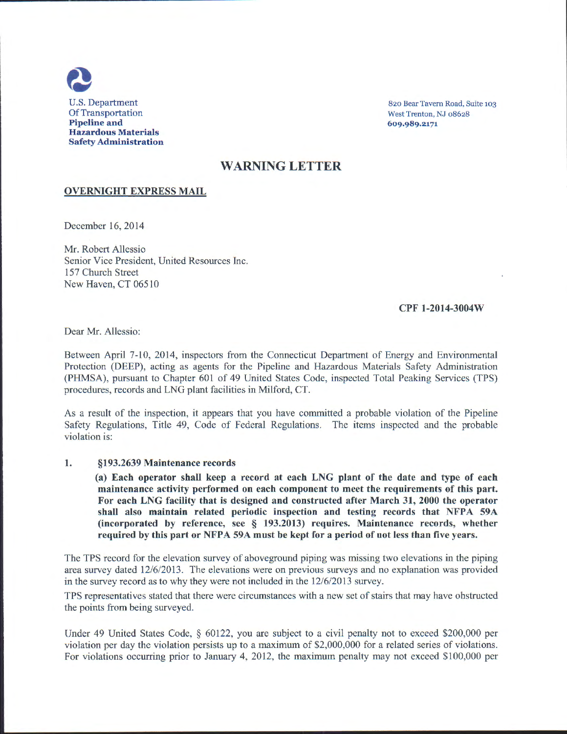U.S. Department
Of Transportation
**Pipeline and**
**Hazardous Materials**
**Safety Administration**

820 Bear Tavern Road, Suite 103
West Trenton, NJ 08628
**609.989.2171**

# WARNING LETTER

**OVERNIGHT EXPRESS MAIL**

December 16, 2014

Mr. Robert Allessio
Senior Vice President, United Resources Inc.
157 Church Street
New Haven, CT 06510

**CPF 1-2014-3004W**

Dear Mr. Allessio:

Between April 7-10, 2014, inspectors from the Connecticut Department of Energy and Environmental Protection (DEEP), acting as agents for the Pipeline and Hazardous Materials Safety Administration (PHMSA), pursuant to Chapter 601 of 49 United States Code, inspected Total Peaking Services (TPS) procedures, records and LNG plant facilities in Milford, CT.

As a result of the inspection, it appears that you have committed a probable violation of the Pipeline Safety Regulations, Title 49, Code of Federal Regulations. The items inspected and the probable violation is:

1. **§193.2639 Maintenance records**

   **(a) Each operator shall keep a record at each LNG plant of the date and type of each maintenance activity performed on each component to meet the requirements of this part. For each LNG facility that is designed and constructed after March 31, 2000 the operator shall also maintain related periodic inspection and testing records that NFPA 59A (incorporated by reference, see § 193.2013) requires. Maintenance records, whether required by this part or NFPA 59A must be kept for a period of not less than five years.**

The TPS record for the elevation survey of aboveground piping was missing two elevations in the piping area survey dated 12/6/2013. The elevations were on previous surveys and no explanation was provided in the survey record as to why they were not included in the 12/6/2013 survey.

TPS representatives stated that there were circumstances with a new set of stairs that may have obstructed the points from being surveyed.

Under 49 United States Code, § 60122, you are subject to a civil penalty not to exceed $200,000 per violation per day the violation persists up to a maximum of $2,000,000 for a related series of violations. For violations occurring prior to January 4, 2012, the maximum penalty may not exceed $100,000 per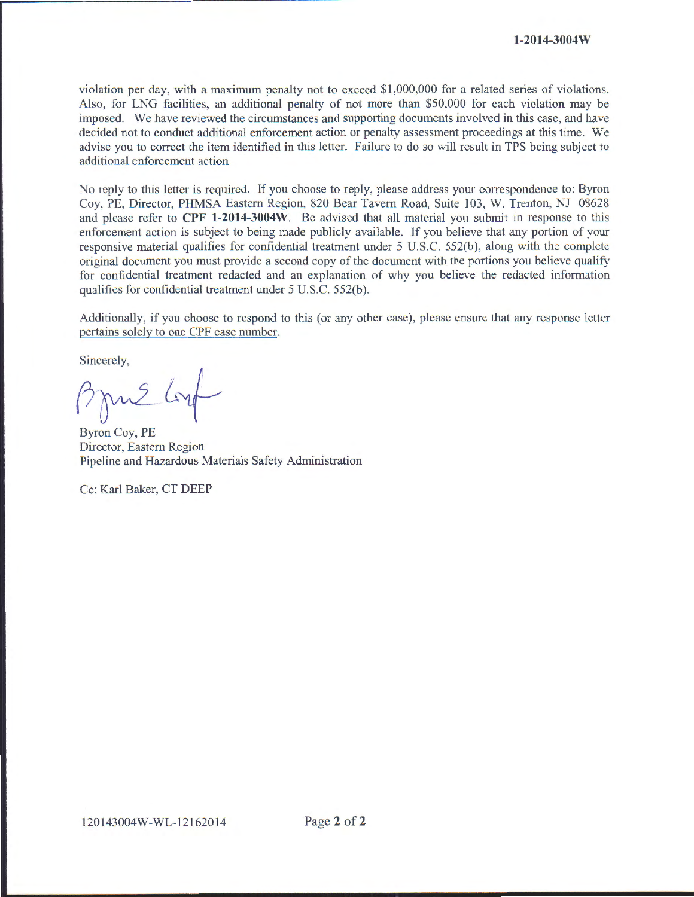violation per day, with a maximum penalty not to exceed $1,000,000 for a related series of violations. Also, for LNG facilities, an additional penalty of not more than $50,000 for each violation may be imposed. We have reviewed the circumstances and supporting documents involved in this case, and have decided not to conduct additional enforcement action or penalty assessment proceedings at this time. We advise you to correct the item identified in this letter. Failure to do so will result in TPS being subject to additional enforcement action.

No reply to this letter is required. If you choose to reply, please address your correspondence to: Byron Coy, PE, Director, PHMSA Eastern Region, 820 Bear Tavern Road, Suite 103, W. Trenton, NJ 08628 and please refer to **CPF 1-2014-3004W**. Be advised that all material you submit in response to this enforcement action is subject to being made publicly available. If you believe that any portion of your responsive material qualifies for confidential treatment under 5 U.S.C. 552(b), along with the complete original document you must provide a second copy of the document with the portions you believe qualify for confidential treatment redacted and an explanation of why you believe the redacted information qualifies for confidential treatment under 5 U.S.C. 552(b).

Additionally, if you choose to respond to this (or any other case), please ensure that any response letter pertains solely to one CPF case number.

Sincerely,

Byron Coy, PE
Director, Eastern Region
Pipeline and Hazardous Materials Safety Administration

Cc: Karl Baker, CT DEEP

120143004W-WL-12162014